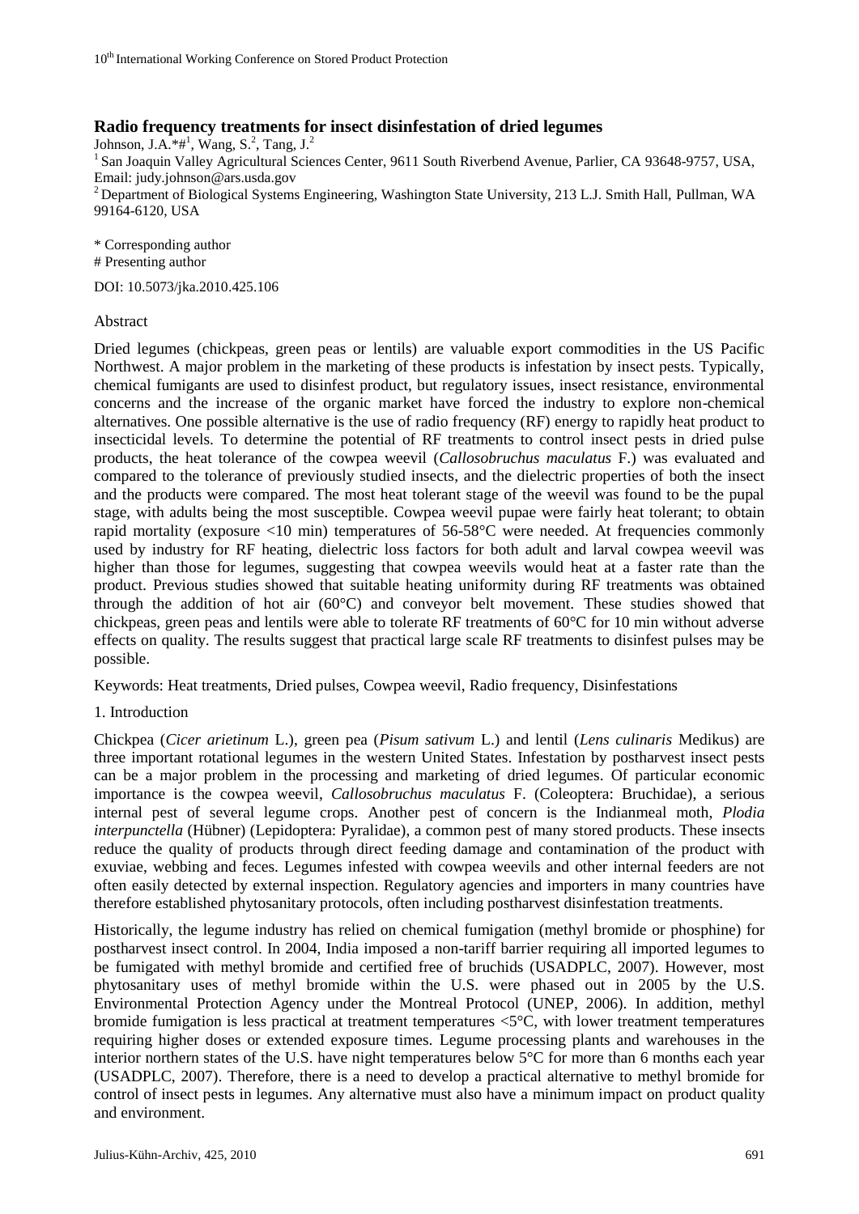# Radio frequency treatments for insect disinfestation of dried legumes

Johnson, J.A.*#[1], Wang, S.[2], Tang, J.[2]

[1] San Joaquin Valley Agricultural Sciences Center, 9611 South Riverbend Avenue, Parlier, CA 93648-9757, USA, Email: judy.johnson@ars.usda.gov

[2] Department of Biological Systems Engineering, Washington State University, 213 L.J. Smith Hall, Pullman, WA 99164-6120, USA

\* Corresponding author

\# Presenting author

DOI: 10.5073/jka.2010.425.106

## Abstract

Dried legumes (chickpeas, green peas or lentils) are valuable export commodities in the US Pacific Northwest. A major problem in the marketing of these products is infestation by insect pests. Typically, chemical fumigants are used to disinfest product, but regulatory issues, insect resistance, environmental concerns and the increase of the organic market have forced the industry to explore non-chemical alternatives. One possible alternative is the use of radio frequency (RF) energy to rapidly heat product to insecticidal levels. To determine the potential of RF treatments to control insect pests in dried pulse products, the heat tolerance of the cowpea weevil (*Callosobruchus maculatus* F.) was evaluated and compared to the tolerance of previously studied insects, and the dielectric properties of both the insect and the products were compared. The most heat tolerant stage of the weevil was found to be the pupal stage, with adults being the most susceptible. Cowpea weevil pupae were fairly heat tolerant; to obtain rapid mortality (exposure <10 min) temperatures of 56-58°C were needed. At frequencies commonly used by industry for RF heating, dielectric loss factors for both adult and larval cowpea weevil was higher than those for legumes, suggesting that cowpea weevils would heat at a faster rate than the product. Previous studies showed that suitable heating uniformity during RF treatments was obtained through the addition of hot air (60°C) and conveyor belt movement. These studies showed that chickpeas, green peas and lentils were able to tolerate RF treatments of 60°C for 10 min without adverse effects on quality. The results suggest that practical large scale RF treatments to disinfest pulses may be possible.

Keywords: Heat treatments, Dried pulses, Cowpea weevil, Radio frequency, Disinfestations

## 1. Introduction

Chickpea (*Cicer arietinum* L.), green pea (*Pisum sativum* L.) and lentil (*Lens culinaris* Medikus) are three important rotational legumes in the western United States. Infestation by postharvest insect pests can be a major problem in the processing and marketing of dried legumes. Of particular economic importance is the cowpea weevil, *Callosobruchus maculatus* F. (Coleoptera: Bruchidae), a serious internal pest of several legume crops. Another pest of concern is the Indianmeal moth, *Plodia interpunctella* (Hübner) (Lepidoptera: Pyralidae), a common pest of many stored products. These insects reduce the quality of products through direct feeding damage and contamination of the product with exuviae, webbing and feces. Legumes infested with cowpea weevils and other internal feeders are not often easily detected by external inspection. Regulatory agencies and importers in many countries have therefore established phytosanitary protocols, often including postharvest disinfestation treatments.

Historically, the legume industry has relied on chemical fumigation (methyl bromide or phosphine) for postharvest insect control. In 2004, India imposed a non-tariff barrier requiring all imported legumes to be fumigated with methyl bromide and certified free of bruchids (USADPLC, 2007). However, most phytosanitary uses of methyl bromide within the U.S. were phased out in 2005 by the U.S. Environmental Protection Agency under the Montreal Protocol (UNEP, 2006). In addition, methyl bromide fumigation is less practical at treatment temperatures <5°C, with lower treatment temperatures requiring higher doses or extended exposure times. Legume processing plants and warehouses in the interior northern states of the U.S. have night temperatures below 5°C for more than 6 months each year (USADPLC, 2007). Therefore, there is a need to develop a practical alternative to methyl bromide for control of insect pests in legumes. Any alternative must also have a minimum impact on product quality and environment.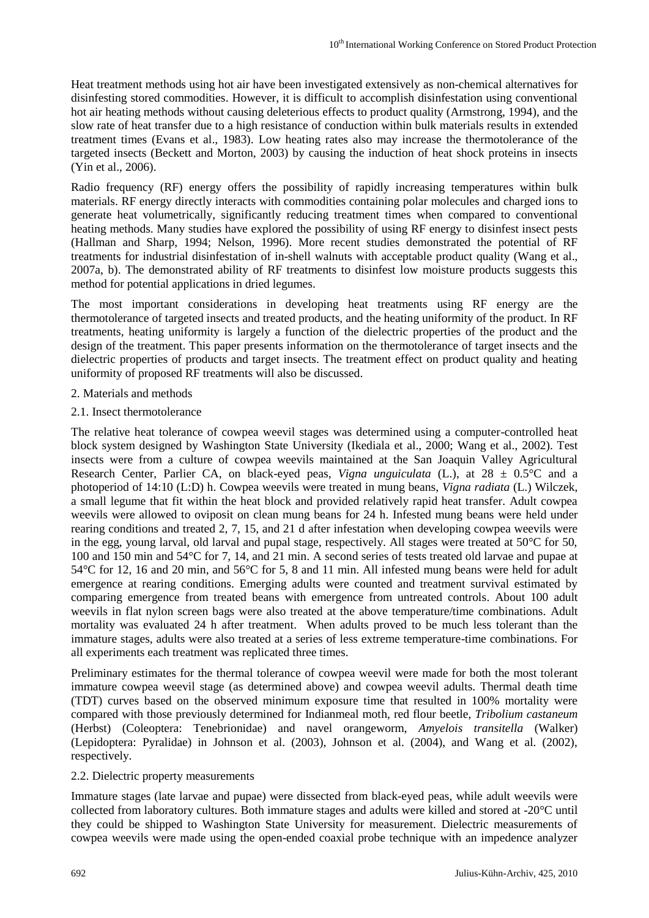Heat treatment methods using hot air have been investigated extensively as non-chemical alternatives for disinfesting stored commodities. However, it is difficult to accomplish disinfestation using conventional hot air heating methods without causing deleterious effects to product quality (Armstrong, 1994), and the slow rate of heat transfer due to a high resistance of conduction within bulk materials results in extended treatment times (Evans et al., 1983). Low heating rates also may increase the thermotolerance of the targeted insects (Beckett and Morton, 2003) by causing the induction of heat shock proteins in insects (Yin et al., 2006).

Radio frequency (RF) energy offers the possibility of rapidly increasing temperatures within bulk materials. RF energy directly interacts with commodities containing polar molecules and charged ions to generate heat volumetrically, significantly reducing treatment times when compared to conventional heating methods. Many studies have explored the possibility of using RF energy to disinfest insect pests (Hallman and Sharp, 1994; Nelson, 1996). More recent studies demonstrated the potential of RF treatments for industrial disinfestation of in-shell walnuts with acceptable product quality (Wang et al., 2007a, b). The demonstrated ability of RF treatments to disinfest low moisture products suggests this method for potential applications in dried legumes.

The most important considerations in developing heat treatments using RF energy are the thermotolerance of targeted insects and treated products, and the heating uniformity of the product. In RF treatments, heating uniformity is largely a function of the dielectric properties of the product and the design of the treatment. This paper presents information on the thermotolerance of target insects and the dielectric properties of products and target insects. The treatment effect on product quality and heating uniformity of proposed RF treatments will also be discussed.

## 2. Materials and methods

### 2.1. Insect thermotolerance

The relative heat tolerance of cowpea weevil stages was determined using a computer-controlled heat block system designed by Washington State University (Ikediala et al., 2000; Wang et al., 2002). Test insects were from a culture of cowpea weevils maintained at the San Joaquin Valley Agricultural Research Center, Parlier CA, on black-eyed peas, *Vigna unguiculata* (L.), at 28 ± 0.5°C and a photoperiod of 14:10 (L:D) h. Cowpea weevils were treated in mung beans, *Vigna radiata* (L.) Wilczek, a small legume that fit within the heat block and provided relatively rapid heat transfer. Adult cowpea weevils were allowed to oviposit on clean mung beans for 24 h. Infested mung beans were held under rearing conditions and treated 2, 7, 15, and 21 d after infestation when developing cowpea weevils were in the egg, young larval, old larval and pupal stage, respectively. All stages were treated at 50°C for 50, 100 and 150 min and 54°C for 7, 14, and 21 min. A second series of tests treated old larvae and pupae at 54°C for 12, 16 and 20 min, and 56°C for 5, 8 and 11 min. All infested mung beans were held for adult emergence at rearing conditions. Emerging adults were counted and treatment survival estimated by comparing emergence from treated beans with emergence from untreated controls. About 100 adult weevils in flat nylon screen bags were also treated at the above temperature/time combinations. Adult mortality was evaluated 24 h after treatment. When adults proved to be much less tolerant than the immature stages, adults were also treated at a series of less extreme temperature-time combinations. For all experiments each treatment was replicated three times.

Preliminary estimates for the thermal tolerance of cowpea weevil were made for both the most tolerant immature cowpea weevil stage (as determined above) and cowpea weevil adults. Thermal death time (TDT) curves based on the observed minimum exposure time that resulted in 100% mortality were compared with those previously determined for Indianmeal moth, red flour beetle, *Tribolium castaneum* (Herbst) (Coleoptera: Tenebrionidae) and navel orangeworm, *Amyelois transitella* (Walker) (Lepidoptera: Pyralidae) in Johnson et al. (2003), Johnson et al. (2004), and Wang et al. (2002), respectively.

### 2.2. Dielectric property measurements

Immature stages (late larvae and pupae) were dissected from black-eyed peas, while adult weevils were collected from laboratory cultures. Both immature stages and adults were killed and stored at -20°C until they could be shipped to Washington State University for measurement. Dielectric measurements of cowpea weevils were made using the open-ended coaxial probe technique with an impedence analyzer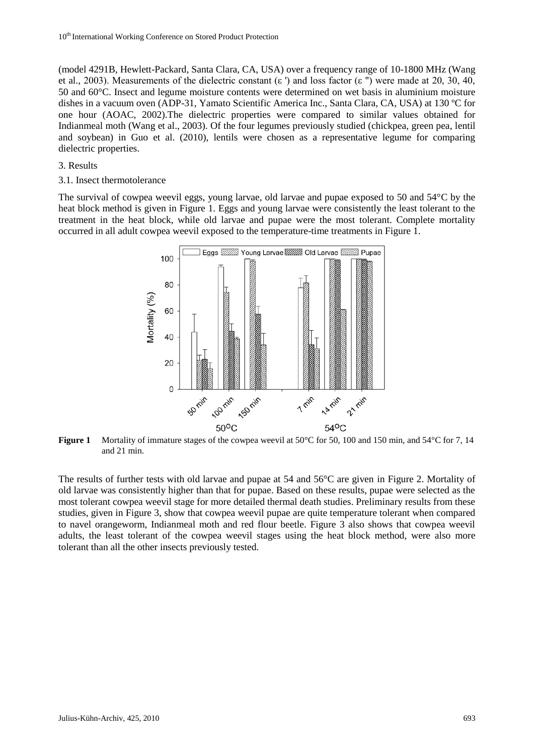(model 4291B, Hewlett-Packard, Santa Clara, CA, USA) over a frequency range of 10-1800 MHz (Wang et al., 2003). Measurements of the dielectric constant (ε ') and loss factor (ε ") were made at 20, 30, 40, 50 and 60°C. Insect and legume moisture contents were determined on wet basis in aluminium moisture dishes in a vacuum oven (ADP-31, Yamato Scientific America Inc., Santa Clara, CA, USA) at 130 ºC for one hour (AOAC, 2002).The dielectric properties were compared to similar values obtained for Indianmeal moth (Wang et al., 2003). Of the four legumes previously studied (chickpea, green pea, lentil and soybean) in Guo et al. (2010), lentils were chosen as a representative legume for comparing dielectric properties.

## 3. Results

### 3.1. Insect thermotolerance

The survival of cowpea weevil eggs, young larvae, old larvae and pupae exposed to 50 and 54°C by the heat block method is given in Figure 1. Eggs and young larvae were consistently the least tolerant to the treatment in the heat block, while old larvae and pupae were the most tolerant. Complete mortality occurred in all adult cowpea weevil exposed to the temperature-time treatments in Figure 1.

**Figure 1** Mortality of immature stages of the cowpea weevil at 50°C for 50, 100 and 150 min, and 54°C for 7, 14 and 21 min.

The results of further tests with old larvae and pupae at 54 and 56°C are given in Figure 2. Mortality of old larvae was consistently higher than that for pupae. Based on these results, pupae were selected as the most tolerant cowpea weevil stage for more detailed thermal death studies. Preliminary results from these studies, given in Figure 3, show that cowpea weevil pupae are quite temperature tolerant when compared to navel orangeworm, Indianmeal moth and red flour beetle. Figure 3 also shows that cowpea weevil adults, the least tolerant of the cowpea weevil stages using the heat block method, were also more tolerant than all the other insects previously tested.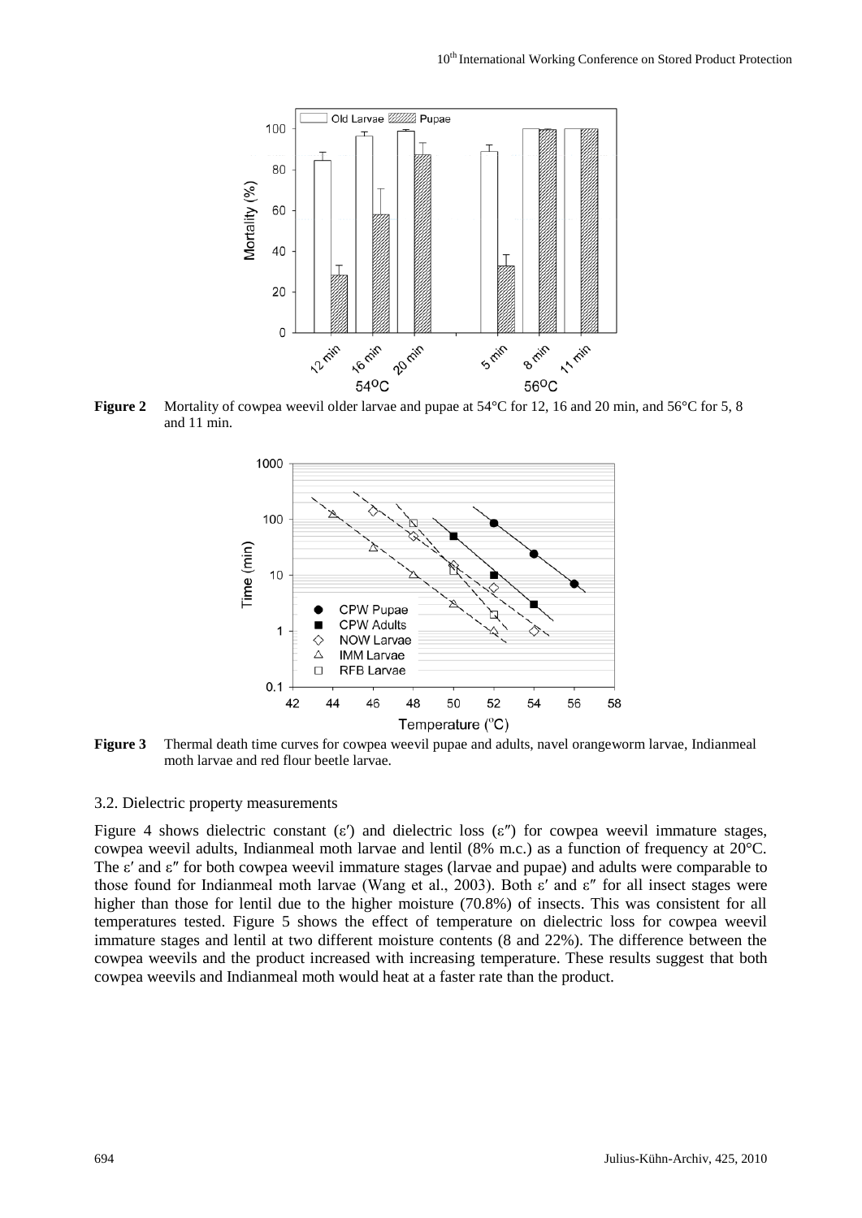**Figure 2** Mortality of cowpea weevil older larvae and pupae at 54°C for 12, 16 and 20 min, and 56°C for 5, 8 and 11 min.

**Figure 3** Thermal death time curves for cowpea weevil pupae and adults, navel orangeworm larvae, Indianmeal moth larvae and red flour beetle larvae.

### 3.2. Dielectric property measurements

Figure 4 shows dielectric constant (ε′) and dielectric loss (ε″) for cowpea weevil immature stages, cowpea weevil adults, Indianmeal moth larvae and lentil (8% m.c.) as a function of frequency at 20°C. The ε′ and ε″ for both cowpea weevil immature stages (larvae and pupae) and adults were comparable to those found for Indianmeal moth larvae (Wang et al., 2003). Both ε′ and ε″ for all insect stages were higher than those for lentil due to the higher moisture (70.8%) of insects. This was consistent for all temperatures tested. Figure 5 shows the effect of temperature on dielectric loss for cowpea weevil immature stages and lentil at two different moisture contents (8 and 22%). The difference between the cowpea weevils and the product increased with increasing temperature. These results suggest that both cowpea weevils and Indianmeal moth would heat at a faster rate than the product.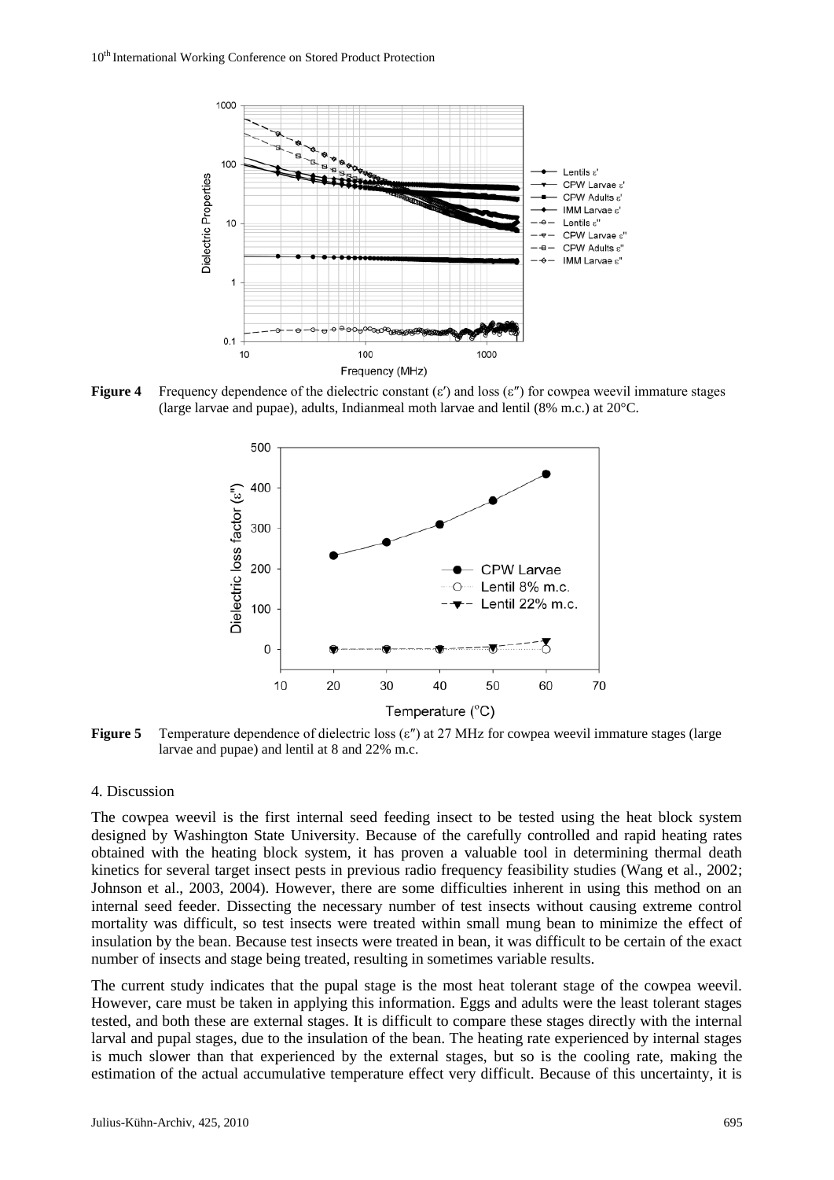**Figure 4** Frequency dependence of the dielectric constant (ε′) and loss (ε″) for cowpea weevil immature stages (large larvae and pupae), adults, Indianmeal moth larvae and lentil (8% m.c.) at 20°C.

**Figure 5** Temperature dependence of dielectric loss (ε″) at 27 MHz for cowpea weevil immature stages (large larvae and pupae) and lentil at 8 and 22% m.c.

## 4. Discussion

The cowpea weevil is the first internal seed feeding insect to be tested using the heat block system designed by Washington State University. Because of the carefully controlled and rapid heating rates obtained with the heating block system, it has proven a valuable tool in determining thermal death kinetics for several target insect pests in previous radio frequency feasibility studies (Wang et al., 2002; Johnson et al., 2003, 2004). However, there are some difficulties inherent in using this method on an internal seed feeder. Dissecting the necessary number of test insects without causing extreme control mortality was difficult, so test insects were treated within small mung bean to minimize the effect of insulation by the bean. Because test insects were treated in bean, it was difficult to be certain of the exact number of insects and stage being treated, resulting in sometimes variable results.

The current study indicates that the pupal stage is the most heat tolerant stage of the cowpea weevil. However, care must be taken in applying this information. Eggs and adults were the least tolerant stages tested, and both these are external stages. It is difficult to compare these stages directly with the internal larval and pupal stages, due to the insulation of the bean. The heating rate experienced by internal stages is much slower than that experienced by the external stages, but so is the cooling rate, making the estimation of the actual accumulative temperature effect very difficult. Because of this uncertainty, it is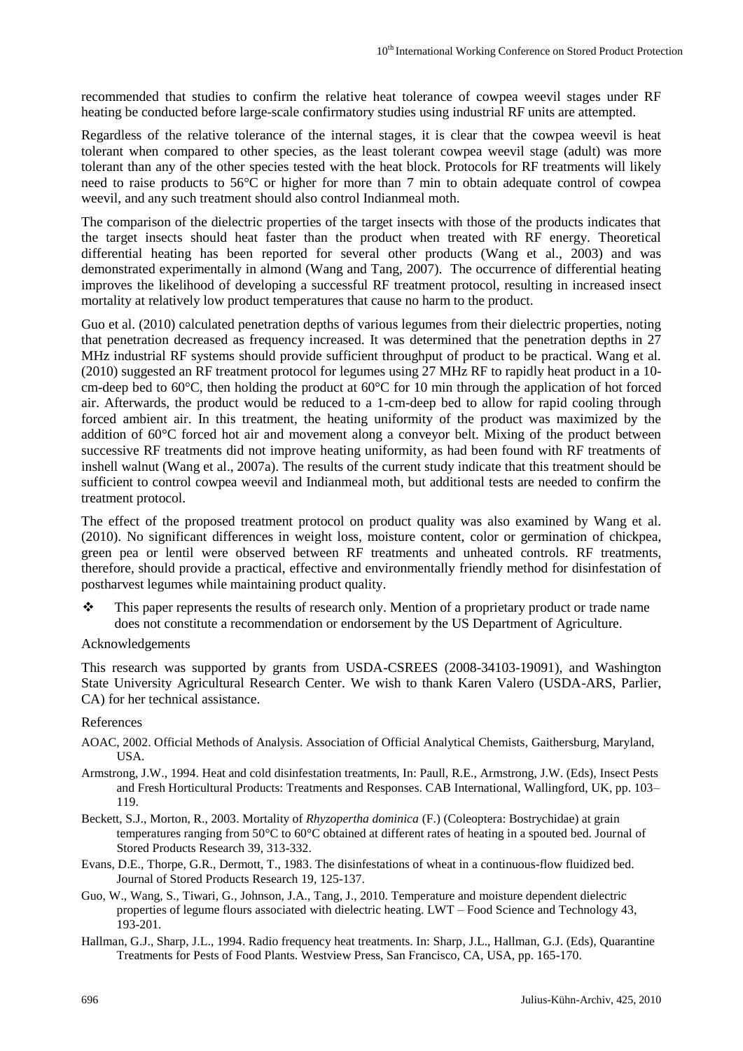recommended that studies to confirm the relative heat tolerance of cowpea weevil stages under RF heating be conducted before large-scale confirmatory studies using industrial RF units are attempted.

Regardless of the relative tolerance of the internal stages, it is clear that the cowpea weevil is heat tolerant when compared to other species, as the least tolerant cowpea weevil stage (adult) was more tolerant than any of the other species tested with the heat block. Protocols for RF treatments will likely need to raise products to 56°C or higher for more than 7 min to obtain adequate control of cowpea weevil, and any such treatment should also control Indianmeal moth.

The comparison of the dielectric properties of the target insects with those of the products indicates that the target insects should heat faster than the product when treated with RF energy. Theoretical differential heating has been reported for several other products (Wang et al., 2003) and was demonstrated experimentally in almond (Wang and Tang, 2007). The occurrence of differential heating improves the likelihood of developing a successful RF treatment protocol, resulting in increased insect mortality at relatively low product temperatures that cause no harm to the product.

Guo et al. (2010) calculated penetration depths of various legumes from their dielectric properties, noting that penetration decreased as frequency increased. It was determined that the penetration depths in 27 MHz industrial RF systems should provide sufficient throughput of product to be practical. Wang et al. (2010) suggested an RF treatment protocol for legumes using 27 MHz RF to rapidly heat product in a 10-cm-deep bed to 60°C, then holding the product at 60°C for 10 min through the application of hot forced air. Afterwards, the product would be reduced to a 1-cm-deep bed to allow for rapid cooling through forced ambient air. In this treatment, the heating uniformity of the product was maximized by the addition of 60°C forced hot air and movement along a conveyor belt. Mixing of the product between successive RF treatments did not improve heating uniformity, as had been found with RF treatments of inshell walnut (Wang et al., 2007a). The results of the current study indicate that this treatment should be sufficient to control cowpea weevil and Indianmeal moth, but additional tests are needed to confirm the treatment protocol.

The effect of the proposed treatment protocol on product quality was also examined by Wang et al. (2010). No significant differences in weight loss, moisture content, color or germination of chickpea, green pea or lentil were observed between RF treatments and unheated controls. RF treatments, therefore, should provide a practical, effective and environmentally friendly method for disinfestation of postharvest legumes while maintaining product quality.

- This paper represents the results of research only. Mention of a proprietary product or trade name does not constitute a recommendation or endorsement by the US Department of Agriculture.

## Acknowledgements

This research was supported by grants from USDA-CSREES (2008-34103-19091), and Washington State University Agricultural Research Center. We wish to thank Karen Valero (USDA-ARS, Parlier, CA) for her technical assistance.

## References

AOAC, 2002. Official Methods of Analysis. Association of Official Analytical Chemists, Gaithersburg, Maryland, USA.

Armstrong, J.W., 1994. Heat and cold disinfestation treatments, In: Paull, R.E., Armstrong, J.W. (Eds), Insect Pests and Fresh Horticultural Products: Treatments and Responses. CAB International, Wallingford, UK, pp. 103–119.

Beckett, S.J., Morton, R., 2003. Mortality of *Rhyzopertha dominica* (F.) (Coleoptera: Bostrychidae) at grain temperatures ranging from 50°C to 60°C obtained at different rates of heating in a spouted bed. Journal of Stored Products Research 39, 313-332.

Evans, D.E., Thorpe, G.R., Dermott, T., 1983. The disinfestations of wheat in a continuous-flow fluidized bed. Journal of Stored Products Research 19, 125-137.

Guo, W., Wang, S., Tiwari, G., Johnson, J.A., Tang, J., 2010. Temperature and moisture dependent dielectric properties of legume flours associated with dielectric heating. LWT – Food Science and Technology 43, 193-201.

Hallman, G.J., Sharp, J.L., 1994. Radio frequency heat treatments. In: Sharp, J.L., Hallman, G.J. (Eds), Quarantine Treatments for Pests of Food Plants. Westview Press, San Francisco, CA, USA, pp. 165-170.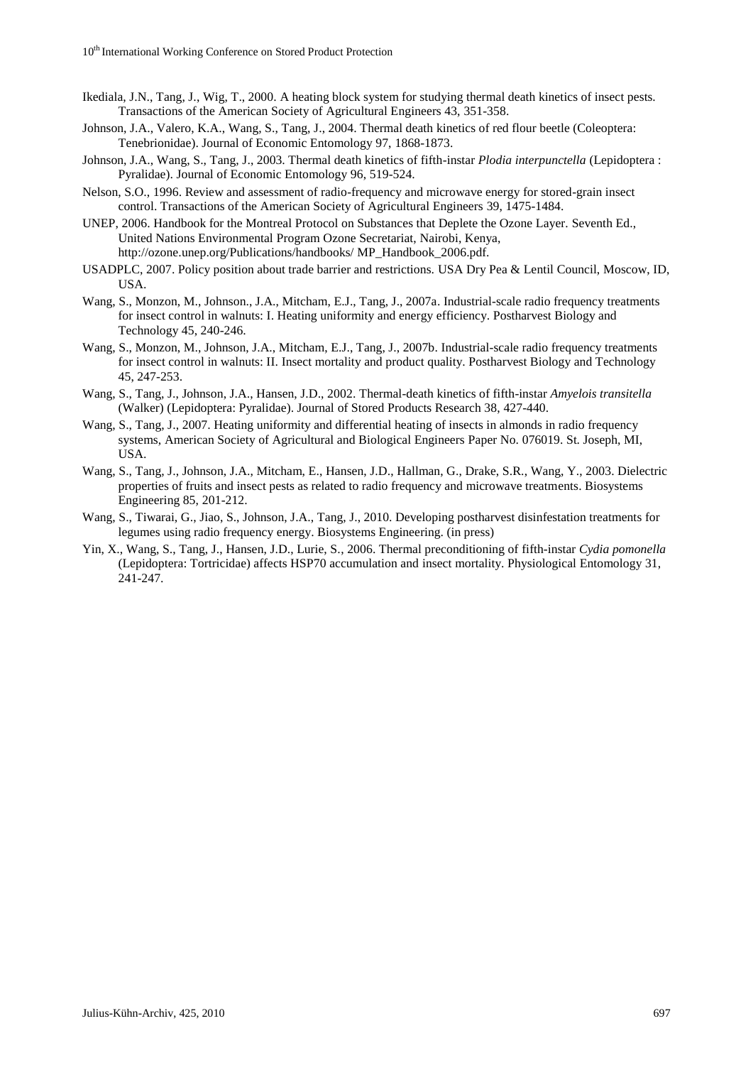Ikediala, J.N., Tang, J., Wig, T., 2000. A heating block system for studying thermal death kinetics of insect pests. Transactions of the American Society of Agricultural Engineers 43, 351-358.

Johnson, J.A., Valero, K.A., Wang, S., Tang, J., 2004. Thermal death kinetics of red flour beetle (Coleoptera: Tenebrionidae). Journal of Economic Entomology 97, 1868-1873.

Johnson, J.A., Wang, S., Tang, J., 2003. Thermal death kinetics of fifth-instar *Plodia interpunctella* (Lepidoptera : Pyralidae). Journal of Economic Entomology 96, 519-524.

Nelson, S.O., 1996. Review and assessment of radio-frequency and microwave energy for stored-grain insect control. Transactions of the American Society of Agricultural Engineers 39, 1475-1484.

UNEP, 2006. Handbook for the Montreal Protocol on Substances that Deplete the Ozone Layer. Seventh Ed., United Nations Environmental Program Ozone Secretariat, Nairobi, Kenya, http://ozone.unep.org/Publications/handbooks/ MP_Handbook_2006.pdf.

USADPLC, 2007. Policy position about trade barrier and restrictions. USA Dry Pea & Lentil Council, Moscow, ID, USA.

Wang, S., Monzon, M., Johnson., J.A., Mitcham, E.J., Tang, J., 2007a. Industrial-scale radio frequency treatments for insect control in walnuts: I. Heating uniformity and energy efficiency. Postharvest Biology and Technology 45, 240-246.

Wang, S., Monzon, M., Johnson, J.A., Mitcham, E.J., Tang, J., 2007b. Industrial-scale radio frequency treatments for insect control in walnuts: II. Insect mortality and product quality. Postharvest Biology and Technology 45, 247-253.

Wang, S., Tang, J., Johnson, J.A., Hansen, J.D., 2002. Thermal-death kinetics of fifth-instar *Amyelois transitella* (Walker) (Lepidoptera: Pyralidae). Journal of Stored Products Research 38, 427-440.

Wang, S., Tang, J., 2007. Heating uniformity and differential heating of insects in almonds in radio frequency systems, American Society of Agricultural and Biological Engineers Paper No. 076019. St. Joseph, MI, USA.

Wang, S., Tang, J., Johnson, J.A., Mitcham, E., Hansen, J.D., Hallman, G., Drake, S.R., Wang, Y., 2003. Dielectric properties of fruits and insect pests as related to radio frequency and microwave treatments. Biosystems Engineering 85, 201-212.

Wang, S., Tiwarai, G., Jiao, S., Johnson, J.A., Tang, J., 2010. Developing postharvest disinfestation treatments for legumes using radio frequency energy. Biosystems Engineering. (in press)

Yin, X., Wang, S., Tang, J., Hansen, J.D., Lurie, S., 2006. Thermal preconditioning of fifth-instar *Cydia pomonella* (Lepidoptera: Tortricidae) affects HSP70 accumulation and insect mortality. Physiological Entomology 31, 241-247.